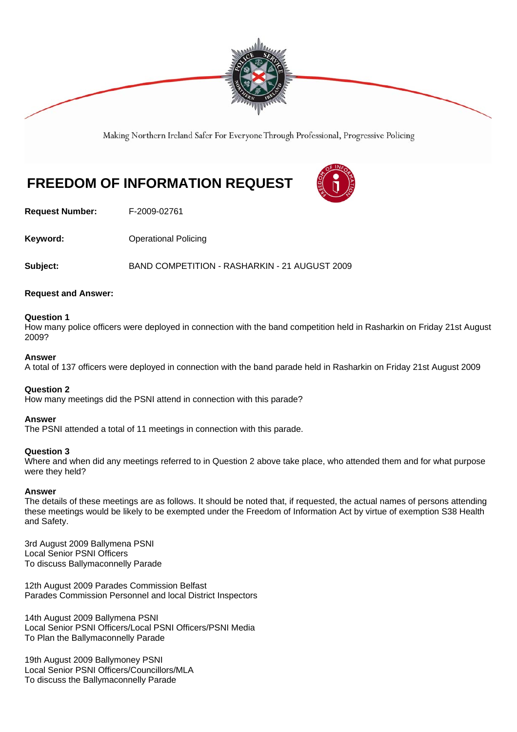Making Northern Ireland Safer For Everyone Through Professional, Progressive Policing

# FREEDOM OF INFORMATION REQUEST

**Request Number:** F-2009-02761

**Keyword:** Operational Policing

**Subject:** BAND COMPETITION - RASHARKIN - 21 AUGUST 2009

**Request and Answer:**

**Question 1**
How many police officers were deployed in connection with the band competition held in Rasharkin on Friday 21st August 2009?

**Answer**
A total of 137 officers were deployed in connection with the band parade held in Rasharkin on Friday 21st August 2009

**Question 2**
How many meetings did the PSNI attend in connection with this parade?

**Answer**
The PSNI attended a total of 11 meetings in connection with this parade.

**Question 3**
Where and when did any meetings referred to in Question 2 above take place, who attended them and for what purpose were they held?

**Answer**
The details of these meetings are as follows. It should be noted that, if requested, the actual names of persons attending these meetings would be likely to be exempted under the Freedom of Information Act by virtue of exemption S38 Health and Safety.

3rd August 2009 Ballymena PSNI
Local Senior PSNI Officers
To discuss Ballymaconnelly Parade

12th August 2009 Parades Commission Belfast
Parades Commission Personnel and local District Inspectors

14th August 2009 Ballymena PSNI
Local Senior PSNI Officers/Local PSNI Officers/PSNI Media
To Plan the Ballymaconnelly Parade

19th August 2009 Ballymoney PSNI
Local Senior PSNI Officers/Councillors/MLA
To discuss the Ballymaconnelly Parade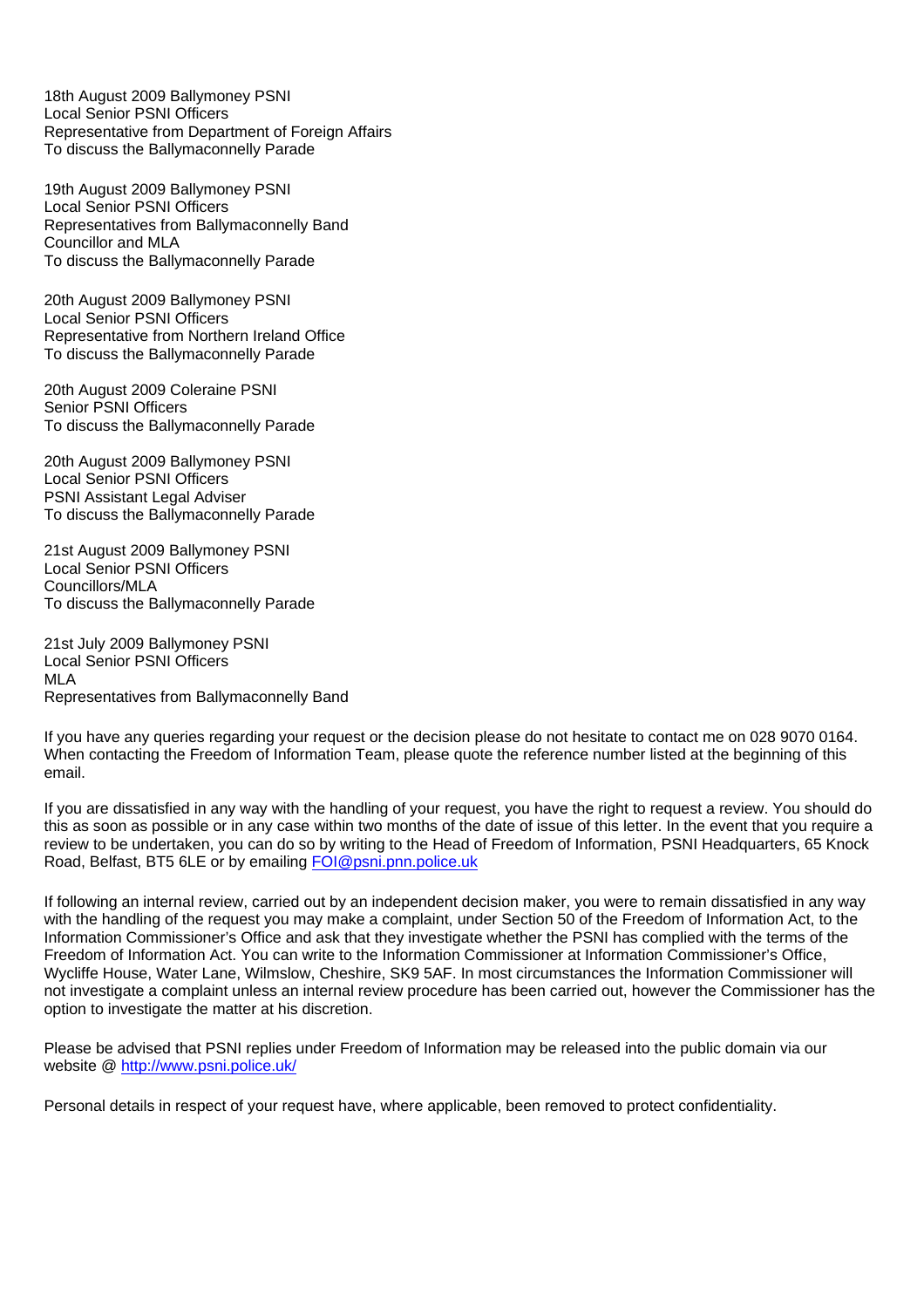18th August 2009 Ballymoney PSNI
Local Senior PSNI Officers
Representative from Department of Foreign Affairs
To discuss the Ballymaconnelly Parade

19th August 2009 Ballymoney PSNI
Local Senior PSNI Officers
Representatives from Ballymaconnelly Band
Councillor and MLA
To discuss the Ballymaconnelly Parade

20th August 2009 Ballymoney PSNI
Local Senior PSNI Officers
Representative from Northern Ireland Office
To discuss the Ballymaconnelly Parade

20th August 2009 Coleraine PSNI
Senior PSNI Officers
To discuss the Ballymaconnelly Parade

20th August 2009 Ballymoney PSNI
Local Senior PSNI Officers
PSNI Assistant Legal Adviser
To discuss the Ballymaconnelly Parade

21st August 2009 Ballymoney PSNI
Local Senior PSNI Officers
Councillors/MLA
To discuss the Ballymaconnelly Parade

21st July 2009 Ballymoney PSNI
Local Senior PSNI Officers
MLA
Representatives from Ballymaconnelly Band

If you have any queries regarding your request or the decision please do not hesitate to contact me on 028 9070 0164. When contacting the Freedom of Information Team, please quote the reference number listed at the beginning of this email.

If you are dissatisfied in any way with the handling of your request, you have the right to request a review. You should do this as soon as possible or in any case within two months of the date of issue of this letter. In the event that you require a review to be undertaken, you can do so by writing to the Head of Freedom of Information, PSNI Headquarters, 65 Knock Road, Belfast, BT5 6LE or by emailing FOI@psni.pnn.police.uk

If following an internal review, carried out by an independent decision maker, you were to remain dissatisfied in any way with the handling of the request you may make a complaint, under Section 50 of the Freedom of Information Act, to the Information Commissioner's Office and ask that they investigate whether the PSNI has complied with the terms of the Freedom of Information Act. You can write to the Information Commissioner at Information Commissioner's Office, Wycliffe House, Water Lane, Wilmslow, Cheshire, SK9 5AF. In most circumstances the Information Commissioner will not investigate a complaint unless an internal review procedure has been carried out, however the Commissioner has the option to investigate the matter at his discretion.

Please be advised that PSNI replies under Freedom of Information may be released into the public domain via our website @ http://www.psni.police.uk/

Personal details in respect of your request have, where applicable, been removed to protect confidentiality.